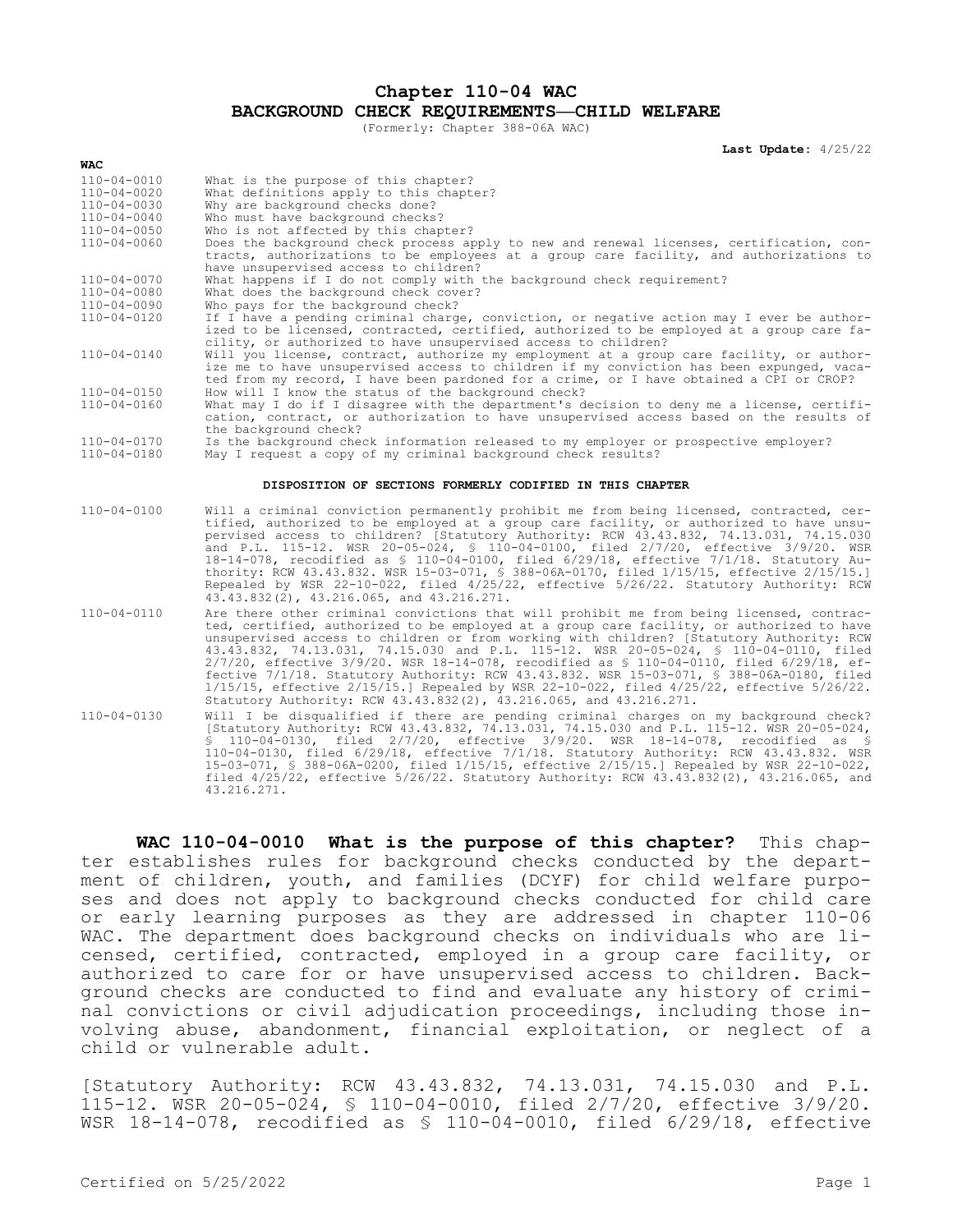# Chapter 110-04 WAC
## BACKGROUND CHECK REQUIREMENTS—CHILD WELFARE

(Formerly: Chapter 388-06A WAC)

**Last Update:** 4/25/22

| WAC | |
|---|---|
| 110-04-0010 | What is the purpose of this chapter? |
| 110-04-0020 | What definitions apply to this chapter? |
| 110-04-0030 | Why are background checks done? |
| 110-04-0040 | Who must have background checks? |
| 110-04-0050 | Who is not affected by this chapter? |
| 110-04-0060 | Does the background check process apply to new and renewal licenses, certification, contracts, authorizations to be employees at a group care facility, and authorizations to have unsupervised access to children? |
| 110-04-0070 | What happens if I do not comply with the background check requirement? |
| 110-04-0080 | What does the background check cover? |
| 110-04-0090 | Who pays for the background check? |
| 110-04-0120 | If I have a pending criminal charge, conviction, or negative action may I ever be authorized to be licensed, contracted, certified, authorized to be employed at a group care facility, or authorized to have unsupervised access to children? |
| 110-04-0140 | Will you license, contract, authorize my employment at a group care facility, or authorize me to have unsupervised access to children if my conviction has been expunged, vacated from my record, I have been pardoned for a crime, or I have obtained a CPI or CROP? |
| 110-04-0150 | How will I know the status of the background check? |
| 110-04-0160 | What may I do if I disagree with the department's decision to deny me a license, certification, contract, or authorization to have unsupervised access based on the results of the background check? |
| 110-04-0170 | Is the background check information released to my employer or prospective employer? |
| 110-04-0180 | May I request a copy of my criminal background check results? |

**DISPOSITION OF SECTIONS FORMERLY CODIFIED IN THIS CHAPTER**

| | |
|---|---|
| 110-04-0100 | Will a criminal conviction permanently prohibit me from being licensed, contracted, certified, authorized to be employed at a group care facility, or authorized to have unsupervised access to children? [Statutory Authority: RCW 43.43.832, 74.13.031, 74.15.030 and P.L. 115-12. WSR 20-05-024, § 110-04-0100, filed 2/7/20, effective 3/9/20. WSR 18-14-078, recodified as § 110-04-0100, filed 6/29/18, effective 7/1/18. Statutory Authority: RCW 43.43.832. WSR 15-03-071, § 388-06A-0170, filed 1/15/15, effective 2/15/15.] Repealed by WSR 22-10-022, filed 4/25/22, effective 5/26/22. Statutory Authority: RCW 43.43.832(2), 43.216.065, and 43.216.271. |
| 110-04-0110 | Are there other criminal convictions that will prohibit me from being licensed, contracted, certified, authorized to be employed at a group care facility, or authorized to have unsupervised access to children or from working with children? [Statutory Authority: RCW 43.43.832, 74.13.031, 74.15.030 and P.L. 115-12. WSR 20-05-024, § 110-04-0110, filed 2/7/20, effective 3/9/20. WSR 18-14-078, recodified as § 110-04-0110, filed 6/29/18, effective 7/1/18. Statutory Authority: RCW 43.43.832. WSR 15-03-071, § 388-06A-0180, filed 1/15/15, effective 2/15/15.] Repealed by WSR 22-10-022, filed 4/25/22, effective 5/26/22. Statutory Authority: RCW 43.43.832(2), 43.216.065, and 43.216.271. |
| 110-04-0130 | Will I be disqualified if there are pending criminal charges on my background check? [Statutory Authority: RCW 43.43.832, 74.13.031, 74.15.030 and P.L. 115-12. WSR 20-05-024, § 110-04-0130, filed 2/7/20, effective 3/9/20. WSR 18-14-078, recodified as § 110-04-0130, filed 6/29/18, effective 7/1/18. Statutory Authority: RCW 43.43.832. WSR 15-03-071, § 388-06A-0200, filed 1/15/15, effective 2/15/15.] Repealed by WSR 22-10-022, filed 4/25/22, effective 5/26/22. Statutory Authority: RCW 43.43.832(2), 43.216.065, and 43.216.271. |

**WAC 110-04-0010 What is the purpose of this chapter?** This chapter establishes rules for background checks conducted by the department of children, youth, and families (DCYF) for child welfare purposes and does not apply to background checks conducted for child care or early learning purposes as they are addressed in chapter 110-06 WAC. The department does background checks on individuals who are licensed, certified, contracted, employed in a group care facility, or authorized to care for or have unsupervised access to children. Background checks are conducted to find and evaluate any history of criminal convictions or civil adjudication proceedings, including those involving abuse, abandonment, financial exploitation, or neglect of a child or vulnerable adult.

[Statutory Authority: RCW 43.43.832, 74.13.031, 74.15.030 and P.L. 115-12. WSR 20-05-024, § 110-04-0010, filed 2/7/20, effective 3/9/20. WSR 18-14-078, recodified as § 110-04-0010, filed 6/29/18, effective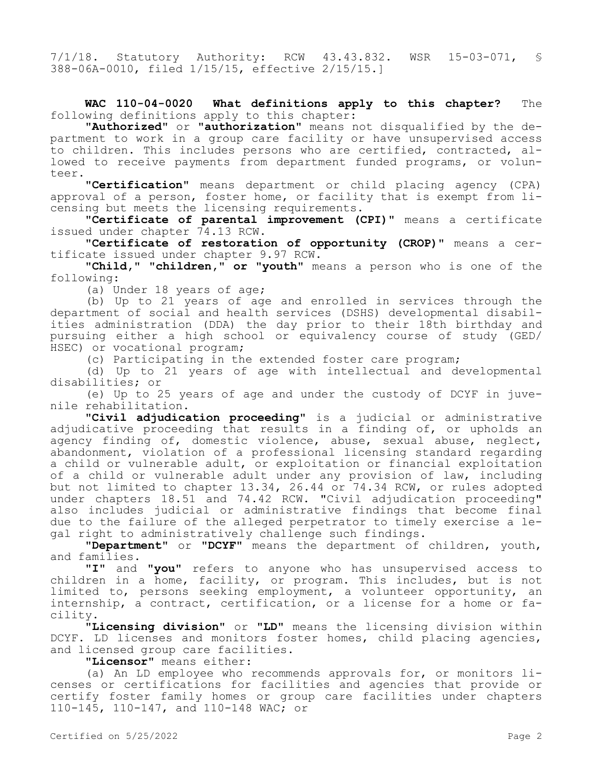7/1/18. Statutory Authority: RCW 43.43.832. WSR 15-03-071, § 388-06A-0010, filed 1/15/15, effective 2/15/15.]

**WAC 110-04-0020 What definitions apply to this chapter?** The following definitions apply to this chapter:

"**Authorized**" or "**authorization**" means not disqualified by the department to work in a group care facility or have unsupervised access to children. This includes persons who are certified, contracted, allowed to receive payments from department funded programs, or volunteer.

"**Certification**" means department or child placing agency (CPA) approval of a person, foster home, or facility that is exempt from licensing but meets the licensing requirements.

"**Certificate of parental improvement (CPI)**" means a certificate issued under chapter 74.13 RCW.

"**Certificate of restoration of opportunity (CROP)**" means a certificate issued under chapter 9.97 RCW.

"**Child," "children," or "youth**" means a person who is one of the following:

(a) Under 18 years of age;

(b) Up to 21 years of age and enrolled in services through the department of social and health services (DSHS) developmental disabilities administration (DDA) the day prior to their 18th birthday and pursuing either a high school or equivalency course of study (GED/HSEC) or vocational program;

(c) Participating in the extended foster care program;

(d) Up to 21 years of age with intellectual and developmental disabilities; or

(e) Up to 25 years of age and under the custody of DCYF in juvenile rehabilitation.

"**Civil adjudication proceeding**" is a judicial or administrative adjudicative proceeding that results in a finding of, or upholds an agency finding of, domestic violence, abuse, sexual abuse, neglect, abandonment, violation of a professional licensing standard regarding a child or vulnerable adult, or exploitation or financial exploitation of a child or vulnerable adult under any provision of law, including but not limited to chapter 13.34, 26.44 or 74.34 RCW, or rules adopted under chapters 18.51 and 74.42 RCW. "Civil adjudication proceeding" also includes judicial or administrative findings that become final due to the failure of the alleged perpetrator to timely exercise a legal right to administratively challenge such findings.

"**Department**" or "**DCYF**" means the department of children, youth, and families.

"**I**" and "**you**" refers to anyone who has unsupervised access to children in a home, facility, or program. This includes, but is not limited to, persons seeking employment, a volunteer opportunity, an internship, a contract, certification, or a license for a home or facility.

"**Licensing division**" or "**LD**" means the licensing division within DCYF. LD licenses and monitors foster homes, child placing agencies, and licensed group care facilities.

"**Licensor**" means either:

(a) An LD employee who recommends approvals for, or monitors licenses or certifications for facilities and agencies that provide or certify foster family homes or group care facilities under chapters 110-145, 110-147, and 110-148 WAC; or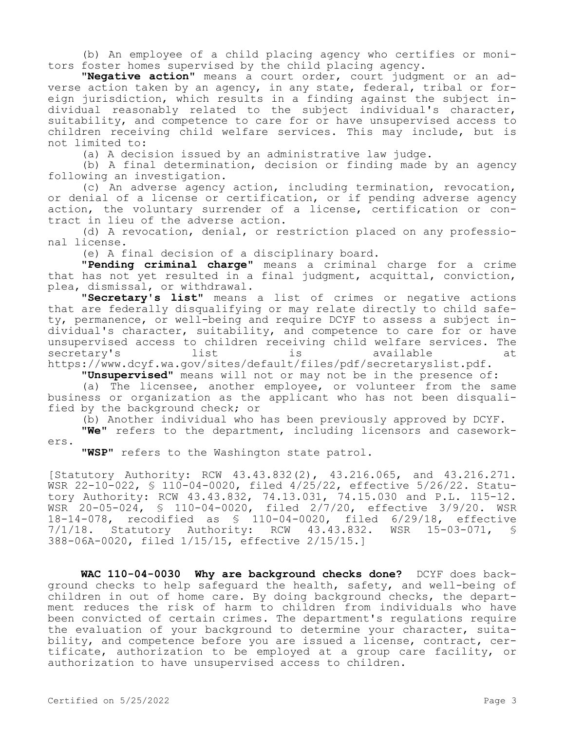(b) An employee of a child placing agency who certifies or monitors foster homes supervised by the child placing agency.

"**Negative action**" means a court order, court judgment or an adverse action taken by an agency, in any state, federal, tribal or foreign jurisdiction, which results in a finding against the subject individual reasonably related to the subject individual's character, suitability, and competence to care for or have unsupervised access to children receiving child welfare services. This may include, but is not limited to:

(a) A decision issued by an administrative law judge.

(b) A final determination, decision or finding made by an agency following an investigation.

(c) An adverse agency action, including termination, revocation, or denial of a license or certification, or if pending adverse agency action, the voluntary surrender of a license, certification or contract in lieu of the adverse action.

(d) A revocation, denial, or restriction placed on any professional license.

(e) A final decision of a disciplinary board.

"**Pending criminal charge**" means a criminal charge for a crime that has not yet resulted in a final judgment, acquittal, conviction, plea, dismissal, or withdrawal.

"**Secretary's list**" means a list of crimes or negative actions that are federally disqualifying or may relate directly to child safety, permanence, or well-being and require DCYF to assess a subject individual's character, suitability, and competence to care for or have unsupervised access to children receiving child welfare services. The secretary's list is available at https://www.dcyf.wa.gov/sites/default/files/pdf/secretaryslist.pdf.

"**Unsupervised**" means will not or may not be in the presence of:

(a) The licensee, another employee, or volunteer from the same business or organization as the applicant who has not been disqualified by the background check; or

(b) Another individual who has been previously approved by DCYF.

"**We**" refers to the department, including licensors and caseworkers.

"**WSP**" refers to the Washington state patrol.

[Statutory Authority: RCW 43.43.832(2), 43.216.065, and 43.216.271. WSR 22-10-022, § 110-04-0020, filed 4/25/22, effective 5/26/22. Statutory Authority: RCW 43.43.832, 74.13.031, 74.15.030 and P.L. 115-12. WSR 20-05-024, § 110-04-0020, filed 2/7/20, effective 3/9/20. WSR 18-14-078, recodified as § 110-04-0020, filed 6/29/18, effective 7/1/18. Statutory Authority: RCW 43.43.832. WSR 15-03-071, § 388-06A-0020, filed 1/15/15, effective 2/15/15.]

**WAC 110-04-0030 Why are background checks done?** DCYF does background checks to help safeguard the health, safety, and well-being of children in out of home care. By doing background checks, the department reduces the risk of harm to children from individuals who have been convicted of certain crimes. The department's regulations require the evaluation of your background to determine your character, suitability, and competence before you are issued a license, contract, certificate, authorization to be employed at a group care facility, or authorization to have unsupervised access to children.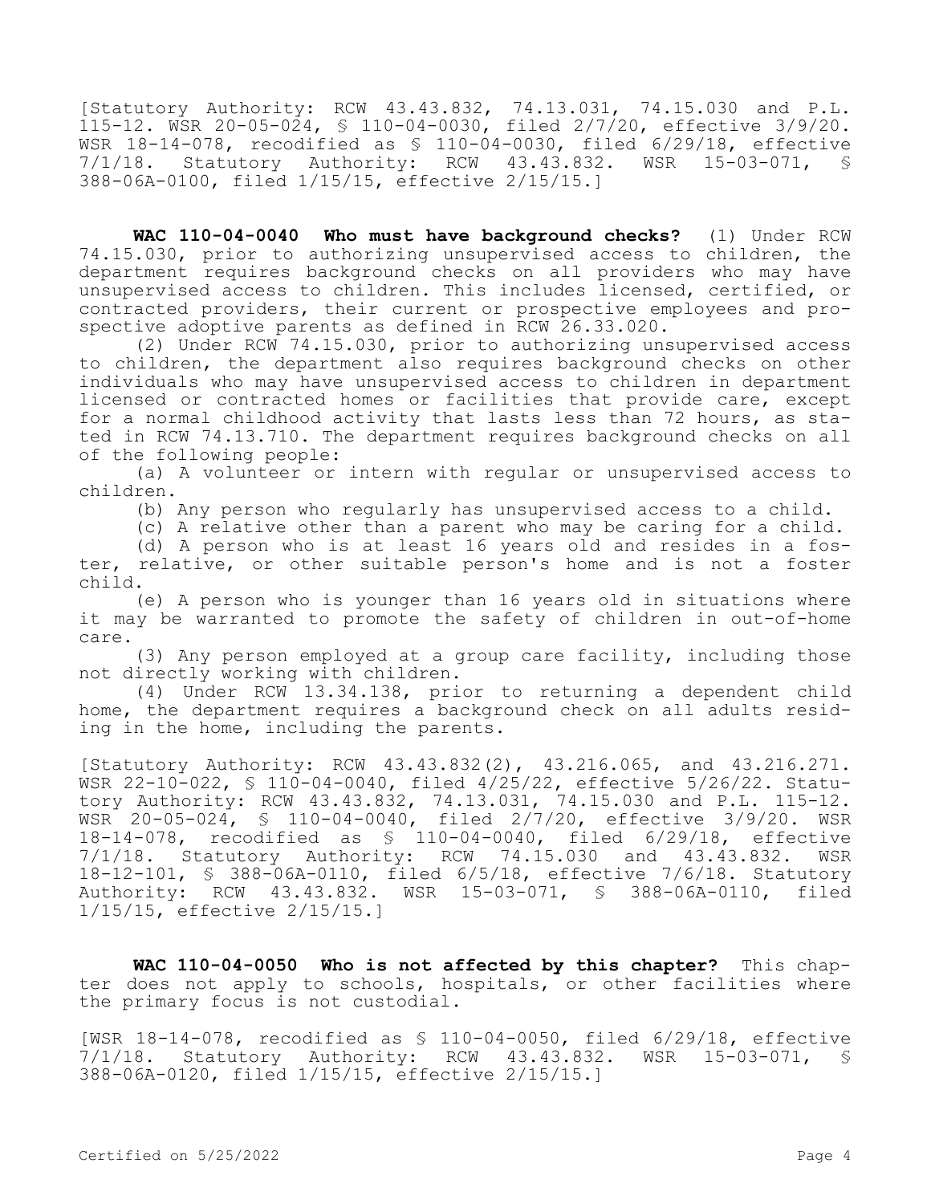[Statutory Authority: RCW 43.43.832, 74.13.031, 74.15.030 and P.L. 115-12. WSR 20-05-024, § 110-04-0030, filed 2/7/20, effective 3/9/20. WSR 18-14-078, recodified as § 110-04-0030, filed 6/29/18, effective 7/1/18. Statutory Authority: RCW 43.43.832. WSR 15-03-071, § 388-06A-0100, filed 1/15/15, effective 2/15/15.]

**WAC 110-04-0040 Who must have background checks?** (1) Under RCW 74.15.030, prior to authorizing unsupervised access to children, the department requires background checks on all providers who may have unsupervised access to children. This includes licensed, certified, or contracted providers, their current or prospective employees and prospective adoptive parents as defined in RCW 26.33.020.

(2) Under RCW 74.15.030, prior to authorizing unsupervised access to children, the department also requires background checks on other individuals who may have unsupervised access to children in department licensed or contracted homes or facilities that provide care, except for a normal childhood activity that lasts less than 72 hours, as stated in RCW 74.13.710. The department requires background checks on all of the following people:

(a) A volunteer or intern with regular or unsupervised access to children.

(b) Any person who regularly has unsupervised access to a child.

(c) A relative other than a parent who may be caring for a child.

(d) A person who is at least 16 years old and resides in a foster, relative, or other suitable person's home and is not a foster child.

(e) A person who is younger than 16 years old in situations where it may be warranted to promote the safety of children in out-of-home care.

(3) Any person employed at a group care facility, including those not directly working with children.

(4) Under RCW 13.34.138, prior to returning a dependent child home, the department requires a background check on all adults residing in the home, including the parents.

[Statutory Authority: RCW 43.43.832(2), 43.216.065, and 43.216.271. WSR 22-10-022, § 110-04-0040, filed 4/25/22, effective 5/26/22. Statutory Authority: RCW 43.43.832, 74.13.031, 74.15.030 and P.L. 115-12. WSR 20-05-024, § 110-04-0040, filed 2/7/20, effective 3/9/20. WSR 18-14-078, recodified as § 110-04-0040, filed 6/29/18, effective 7/1/18. Statutory Authority: RCW 74.15.030 and 43.43.832. WSR 18-12-101, § 388-06A-0110, filed 6/5/18, effective 7/6/18. Statutory Authority: RCW 43.43.832. WSR 15-03-071, § 388-06A-0110, filed 1/15/15, effective 2/15/15.]

**WAC 110-04-0050 Who is not affected by this chapter?** This chapter does not apply to schools, hospitals, or other facilities where the primary focus is not custodial.

[WSR 18-14-078, recodified as § 110-04-0050, filed 6/29/18, effective 7/1/18. Statutory Authority: RCW 43.43.832. WSR 15-03-071, § 388-06A-0120, filed 1/15/15, effective 2/15/15.]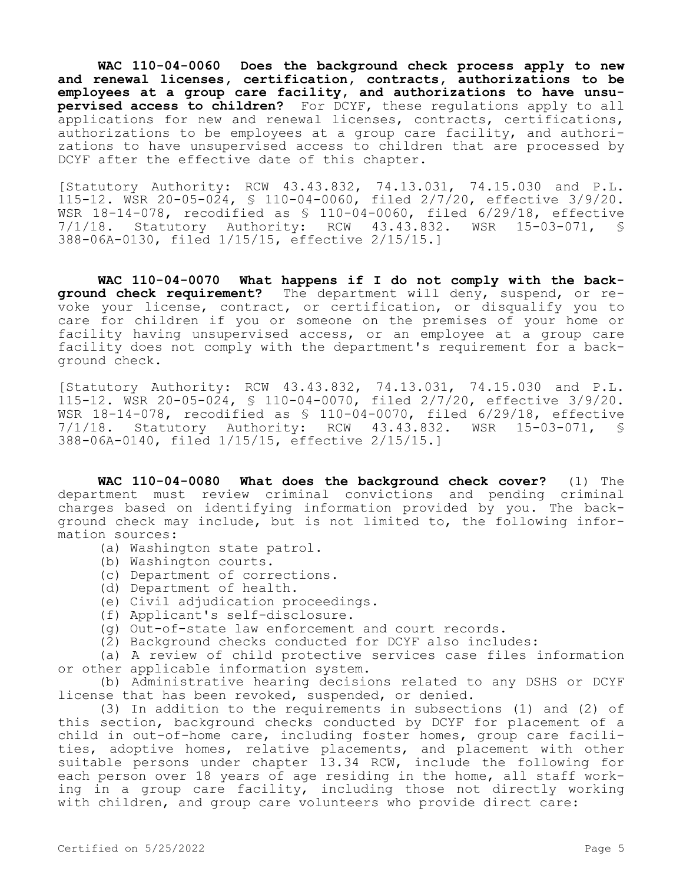**WAC 110-04-0060 Does the background check process apply to new and renewal licenses, certification, contracts, authorizations to be employees at a group care facility, and authorizations to have unsupervised access to children?** For DCYF, these regulations apply to all applications for new and renewal licenses, contracts, certifications, authorizations to be employees at a group care facility, and authorizations to have unsupervised access to children that are processed by DCYF after the effective date of this chapter.

[Statutory Authority: RCW 43.43.832, 74.13.031, 74.15.030 and P.L. 115-12. WSR 20-05-024, § 110-04-0060, filed 2/7/20, effective 3/9/20. WSR 18-14-078, recodified as § 110-04-0060, filed 6/29/18, effective 7/1/18. Statutory Authority: RCW 43.43.832. WSR 15-03-071, § 388-06A-0130, filed 1/15/15, effective 2/15/15.]

**WAC 110-04-0070 What happens if I do not comply with the background check requirement?** The department will deny, suspend, or revoke your license, contract, or certification, or disqualify you to care for children if you or someone on the premises of your home or facility having unsupervised access, or an employee at a group care facility does not comply with the department's requirement for a background check.

[Statutory Authority: RCW 43.43.832, 74.13.031, 74.15.030 and P.L. 115-12. WSR 20-05-024, § 110-04-0070, filed 2/7/20, effective 3/9/20. WSR 18-14-078, recodified as § 110-04-0070, filed 6/29/18, effective 7/1/18. Statutory Authority: RCW 43.43.832. WSR 15-03-071, § 388-06A-0140, filed 1/15/15, effective 2/15/15.]

**WAC 110-04-0080 What does the background check cover?** (1) The department must review criminal convictions and pending criminal charges based on identifying information provided by you. The background check may include, but is not limited to, the following information sources:

(a) Washington state patrol.

(b) Washington courts.

(c) Department of corrections.

(d) Department of health.

(e) Civil adjudication proceedings.

(f) Applicant's self-disclosure.

(g) Out-of-state law enforcement and court records.

(2) Background checks conducted for DCYF also includes:

(a) A review of child protective services case files information or other applicable information system.

(b) Administrative hearing decisions related to any DSHS or DCYF license that has been revoked, suspended, or denied.

(3) In addition to the requirements in subsections (1) and (2) of this section, background checks conducted by DCYF for placement of a child in out-of-home care, including foster homes, group care facilities, adoptive homes, relative placements, and placement with other suitable persons under chapter 13.34 RCW, include the following for each person over 18 years of age residing in the home, all staff working in a group care facility, including those not directly working with children, and group care volunteers who provide direct care: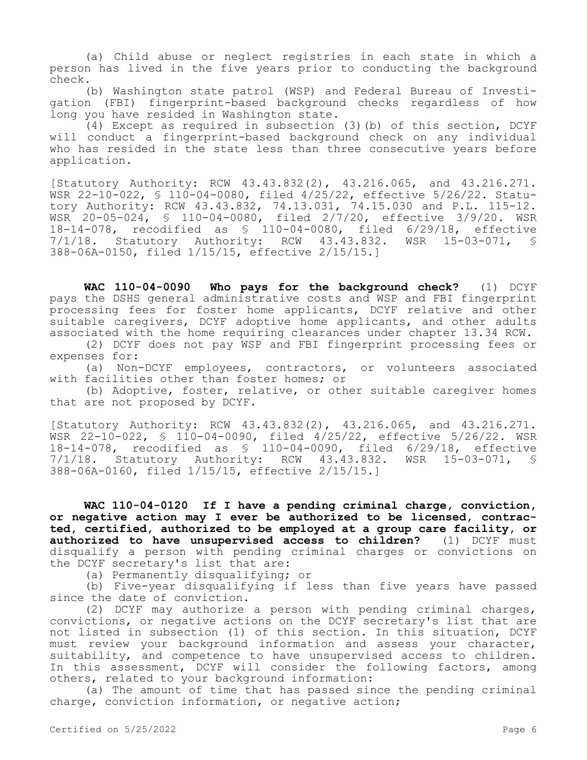(a) Child abuse or neglect registries in each state in which a person has lived in the five years prior to conducting the background check.

(b) Washington state patrol (WSP) and Federal Bureau of Investigation (FBI) fingerprint-based background checks regardless of how long you have resided in Washington state.

(4) Except as required in subsection (3)(b) of this section, DCYF will conduct a fingerprint-based background check on any individual who has resided in the state less than three consecutive years before application.

[Statutory Authority: RCW 43.43.832(2), 43.216.065, and 43.216.271. WSR 22-10-022, § 110-04-0080, filed 4/25/22, effective 5/26/22. Statutory Authority: RCW 43.43.832, 74.13.031, 74.15.030 and P.L. 115-12. WSR 20-05-024, § 110-04-0080, filed 2/7/20, effective 3/9/20. WSR 18-14-078, recodified as § 110-04-0080, filed 6/29/18, effective 7/1/18. Statutory Authority: RCW 43.43.832. WSR 15-03-071, § 388-06A-0150, filed 1/15/15, effective 2/15/15.]

**WAC 110-04-0090 Who pays for the background check?** (1) DCYF pays the DSHS general administrative costs and WSP and FBI fingerprint processing fees for foster home applicants, DCYF relative and other suitable caregivers, DCYF adoptive home applicants, and other adults associated with the home requiring clearances under chapter 13.34 RCW.

(2) DCYF does not pay WSP and FBI fingerprint processing fees or expenses for:

(a) Non-DCYF employees, contractors, or volunteers associated with facilities other than foster homes; or

(b) Adoptive, foster, relative, or other suitable caregiver homes that are not proposed by DCYF.

[Statutory Authority: RCW 43.43.832(2), 43.216.065, and 43.216.271. WSR 22-10-022, § 110-04-0090, filed 4/25/22, effective 5/26/22. WSR 18-14-078, recodified as § 110-04-0090, filed 6/29/18, effective 7/1/18. Statutory Authority: RCW 43.43.832. WSR 15-03-071, § 388-06A-0160, filed 1/15/15, effective 2/15/15.]

**WAC 110-04-0120 If I have a pending criminal charge, conviction, or negative action may I ever be authorized to be licensed, contracted, certified, authorized to be employed at a group care facility, or authorized to have unsupervised access to children?** (1) DCYF must disqualify a person with pending criminal charges or convictions on the DCYF secretary's list that are:

(a) Permanently disqualifying; or

(b) Five-year disqualifying if less than five years have passed since the date of conviction.

(2) DCYF may authorize a person with pending criminal charges, convictions, or negative actions on the DCYF secretary's list that are not listed in subsection (1) of this section. In this situation, DCYF must review your background information and assess your character, suitability, and competence to have unsupervised access to children. In this assessment, DCYF will consider the following factors, among others, related to your background information:

(a) The amount of time that has passed since the pending criminal charge, conviction information, or negative action;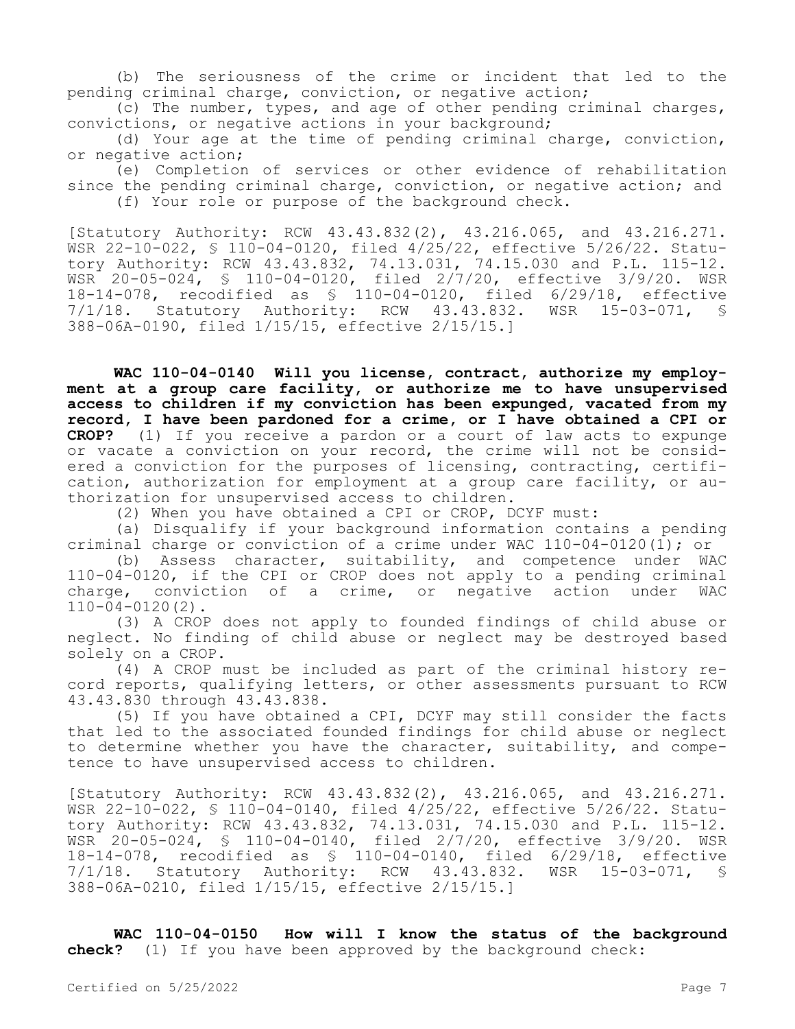(b) The seriousness of the crime or incident that led to the pending criminal charge, conviction, or negative action;

(c) The number, types, and age of other pending criminal charges, convictions, or negative actions in your background;

(d) Your age at the time of pending criminal charge, conviction, or negative action;

(e) Completion of services or other evidence of rehabilitation since the pending criminal charge, conviction, or negative action; and

(f) Your role or purpose of the background check.

[Statutory Authority: RCW 43.43.832(2), 43.216.065, and 43.216.271. WSR 22-10-022, § 110-04-0120, filed 4/25/22, effective 5/26/22. Statutory Authority: RCW 43.43.832, 74.13.031, 74.15.030 and P.L. 115-12. WSR 20-05-024, § 110-04-0120, filed 2/7/20, effective 3/9/20. WSR 18-14-078, recodified as § 110-04-0120, filed 6/29/18, effective 7/1/18. Statutory Authority: RCW 43.43.832. WSR 15-03-071, § 388-06A-0190, filed 1/15/15, effective 2/15/15.]

**WAC 110-04-0140 Will you license, contract, authorize my employment at a group care facility, or authorize me to have unsupervised access to children if my conviction has been expunged, vacated from my record, I have been pardoned for a crime, or I have obtained a CPI or CROP?** (1) If you receive a pardon or a court of law acts to expunge or vacate a conviction on your record, the crime will not be considered a conviction for the purposes of licensing, contracting, certification, authorization for employment at a group care facility, or authorization for unsupervised access to children.

(2) When you have obtained a CPI or CROP, DCYF must:

(a) Disqualify if your background information contains a pending criminal charge or conviction of a crime under WAC 110-04-0120(1); or

(b) Assess character, suitability, and competence under WAC 110-04-0120, if the CPI or CROP does not apply to a pending criminal charge, conviction of a crime, or negative action under WAC 110-04-0120(2).

(3) A CROP does not apply to founded findings of child abuse or neglect. No finding of child abuse or neglect may be destroyed based solely on a CROP.

(4) A CROP must be included as part of the criminal history record reports, qualifying letters, or other assessments pursuant to RCW 43.43.830 through 43.43.838.

(5) If you have obtained a CPI, DCYF may still consider the facts that led to the associated founded findings for child abuse or neglect to determine whether you have the character, suitability, and competence to have unsupervised access to children.

[Statutory Authority: RCW 43.43.832(2), 43.216.065, and 43.216.271. WSR 22-10-022, § 110-04-0140, filed 4/25/22, effective 5/26/22. Statutory Authority: RCW 43.43.832, 74.13.031, 74.15.030 and P.L. 115-12. WSR 20-05-024, § 110-04-0140, filed 2/7/20, effective 3/9/20. WSR 18-14-078, recodified as § 110-04-0140, filed 6/29/18, effective 7/1/18. Statutory Authority: RCW 43.43.832. WSR 15-03-071, § 388-06A-0210, filed 1/15/15, effective 2/15/15.]

**WAC 110-04-0150 How will I know the status of the background check?** (1) If you have been approved by the background check: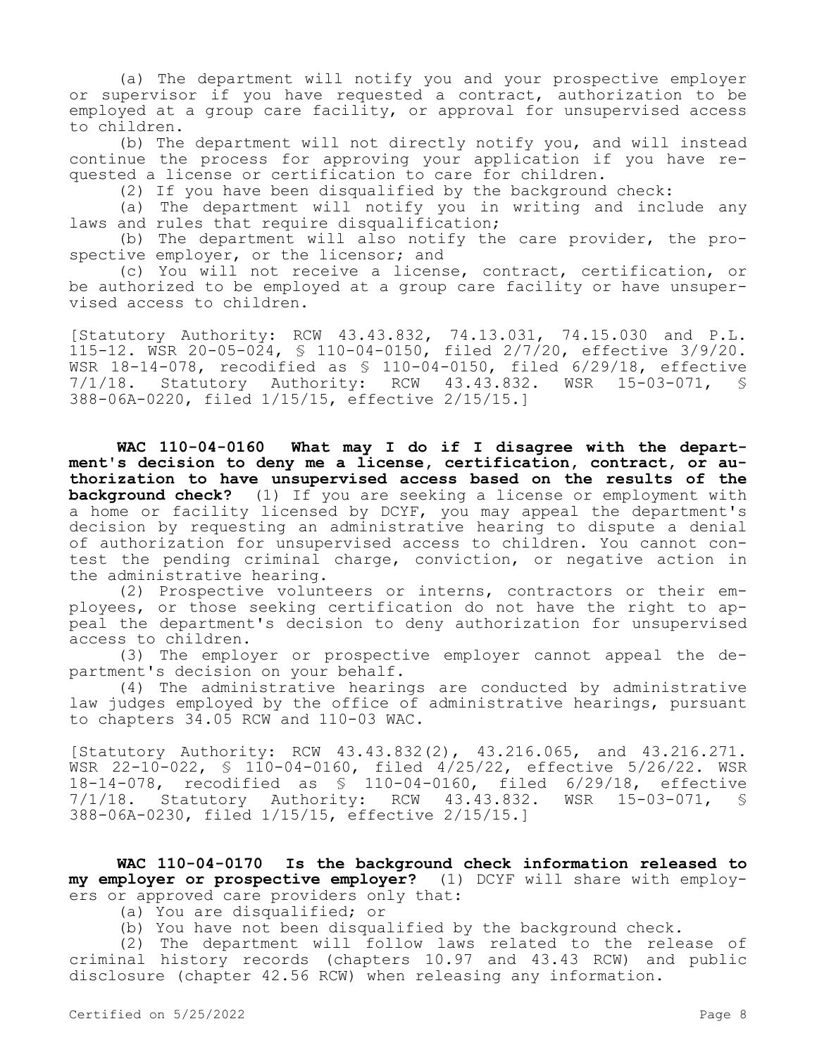(a) The department will notify you and your prospective employer or supervisor if you have requested a contract, authorization to be employed at a group care facility, or approval for unsupervised access to children.

(b) The department will not directly notify you, and will instead continue the process for approving your application if you have requested a license or certification to care for children.

(2) If you have been disqualified by the background check:

(a) The department will notify you in writing and include any laws and rules that require disqualification;

(b) The department will also notify the care provider, the prospective employer, or the licensor; and

(c) You will not receive a license, contract, certification, or be authorized to be employed at a group care facility or have unsupervised access to children.

[Statutory Authority: RCW 43.43.832, 74.13.031, 74.15.030 and P.L. 115-12. WSR 20-05-024, § 110-04-0150, filed 2/7/20, effective 3/9/20. WSR 18-14-078, recodified as § 110-04-0150, filed 6/29/18, effective 7/1/18. Statutory Authority: RCW 43.43.832. WSR 15-03-071, § 388-06A-0220, filed 1/15/15, effective 2/15/15.]

**WAC 110-04-0160 What may I do if I disagree with the department's decision to deny me a license, certification, contract, or authorization to have unsupervised access based on the results of the background check?** (1) If you are seeking a license or employment with a home or facility licensed by DCYF, you may appeal the department's decision by requesting an administrative hearing to dispute a denial of authorization for unsupervised access to children. You cannot contest the pending criminal charge, conviction, or negative action in the administrative hearing.

(2) Prospective volunteers or interns, contractors or their employees, or those seeking certification do not have the right to appeal the department's decision to deny authorization for unsupervised access to children.

(3) The employer or prospective employer cannot appeal the department's decision on your behalf.

(4) The administrative hearings are conducted by administrative law judges employed by the office of administrative hearings, pursuant to chapters 34.05 RCW and 110-03 WAC.

[Statutory Authority: RCW 43.43.832(2), 43.216.065, and 43.216.271. WSR 22-10-022, § 110-04-0160, filed 4/25/22, effective 5/26/22. WSR 18-14-078, recodified as § 110-04-0160, filed 6/29/18, effective 7/1/18. Statutory Authority: RCW 43.43.832. WSR 15-03-071, § 388-06A-0230, filed 1/15/15, effective 2/15/15.]

**WAC 110-04-0170 Is the background check information released to my employer or prospective employer?** (1) DCYF will share with employers or approved care providers only that:

(a) You are disqualified; or

(b) You have not been disqualified by the background check.

(2) The department will follow laws related to the release of criminal history records (chapters 10.97 and 43.43 RCW) and public disclosure (chapter 42.56 RCW) when releasing any information.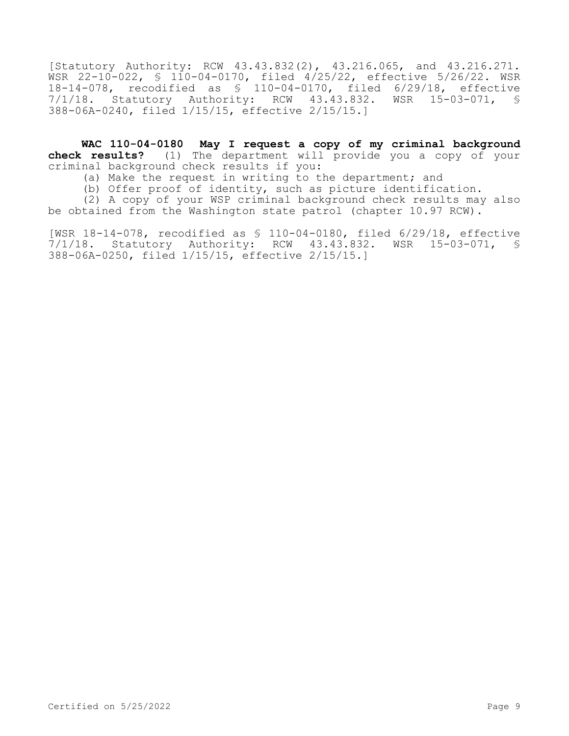[Statutory Authority: RCW 43.43.832(2), 43.216.065, and 43.216.271. WSR 22-10-022, § 110-04-0170, filed 4/25/22, effective 5/26/22. WSR 18-14-078, recodified as § 110-04-0170, filed 6/29/18, effective 7/1/18. Statutory Authority: RCW 43.43.832. WSR 15-03-071, § 388-06A-0240, filed 1/15/15, effective 2/15/15.]

**WAC 110-04-0180 May I request a copy of my criminal background check results?** (1) The department will provide you a copy of your criminal background check results if you:

(a) Make the request in writing to the department; and

(b) Offer proof of identity, such as picture identification.

(2) A copy of your WSP criminal background check results may also be obtained from the Washington state patrol (chapter 10.97 RCW).

[WSR 18-14-078, recodified as § 110-04-0180, filed 6/29/18, effective 7/1/18. Statutory Authority: RCW 43.43.832. WSR 15-03-071, § 388-06A-0250, filed 1/15/15, effective 2/15/15.]